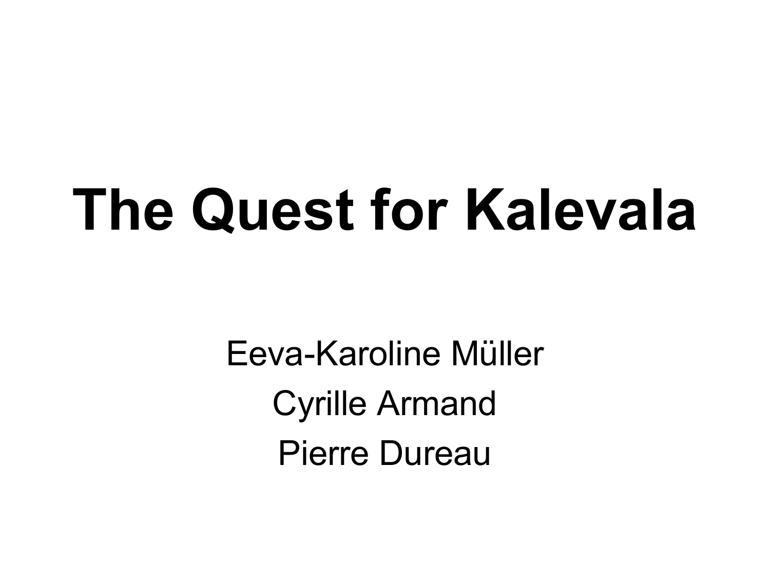# The Quest for Kalevala

Eeva-Karoline Müller

Cyrille Armand

Pierre Dureau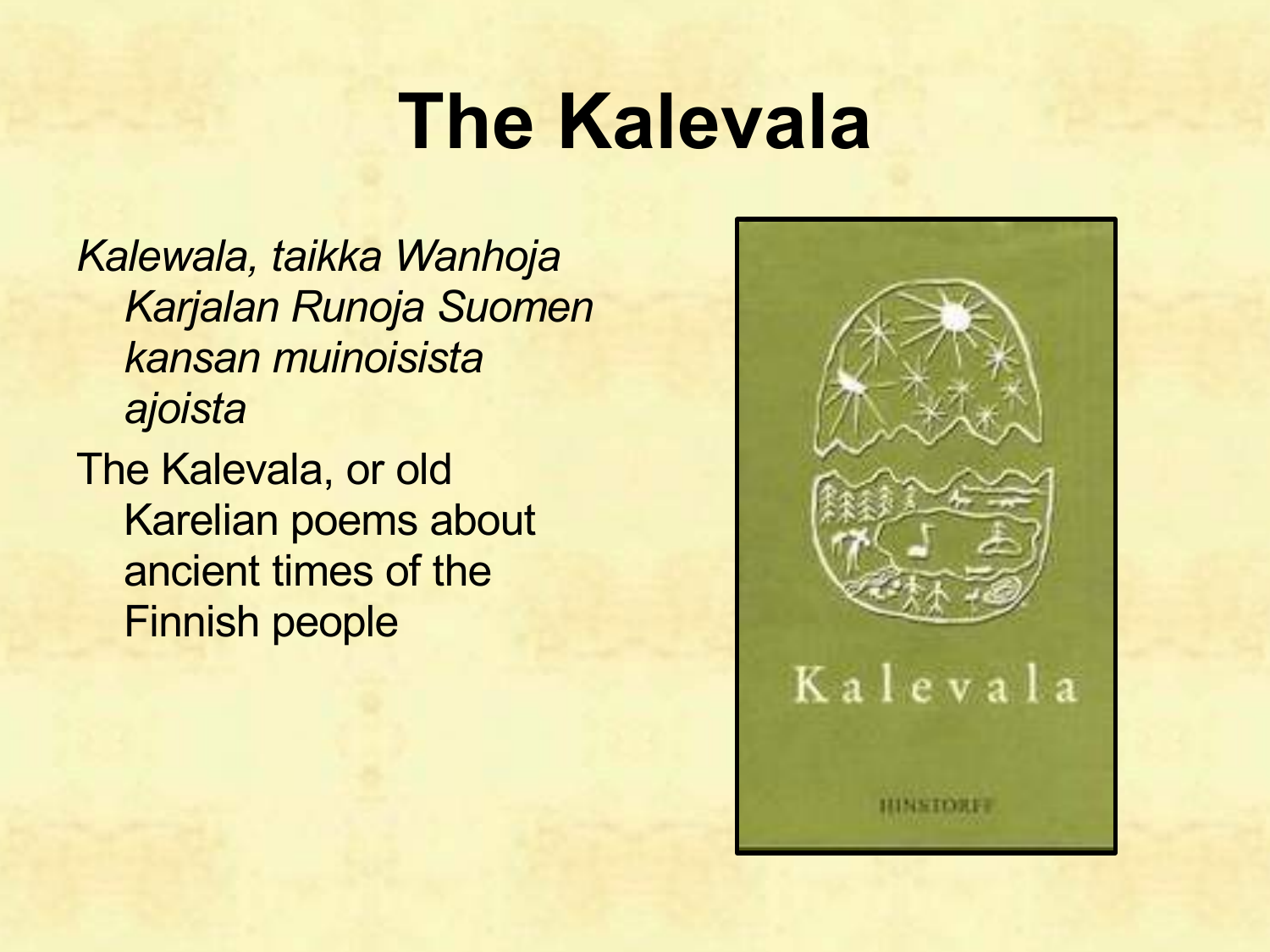# The Kalevala

*Kalewala, taikka Wanhoja Karjalan Runoja Suomen kansan muinoisista ajoista*

The Kalevala, or old Karelian poems about ancient times of the Finnish people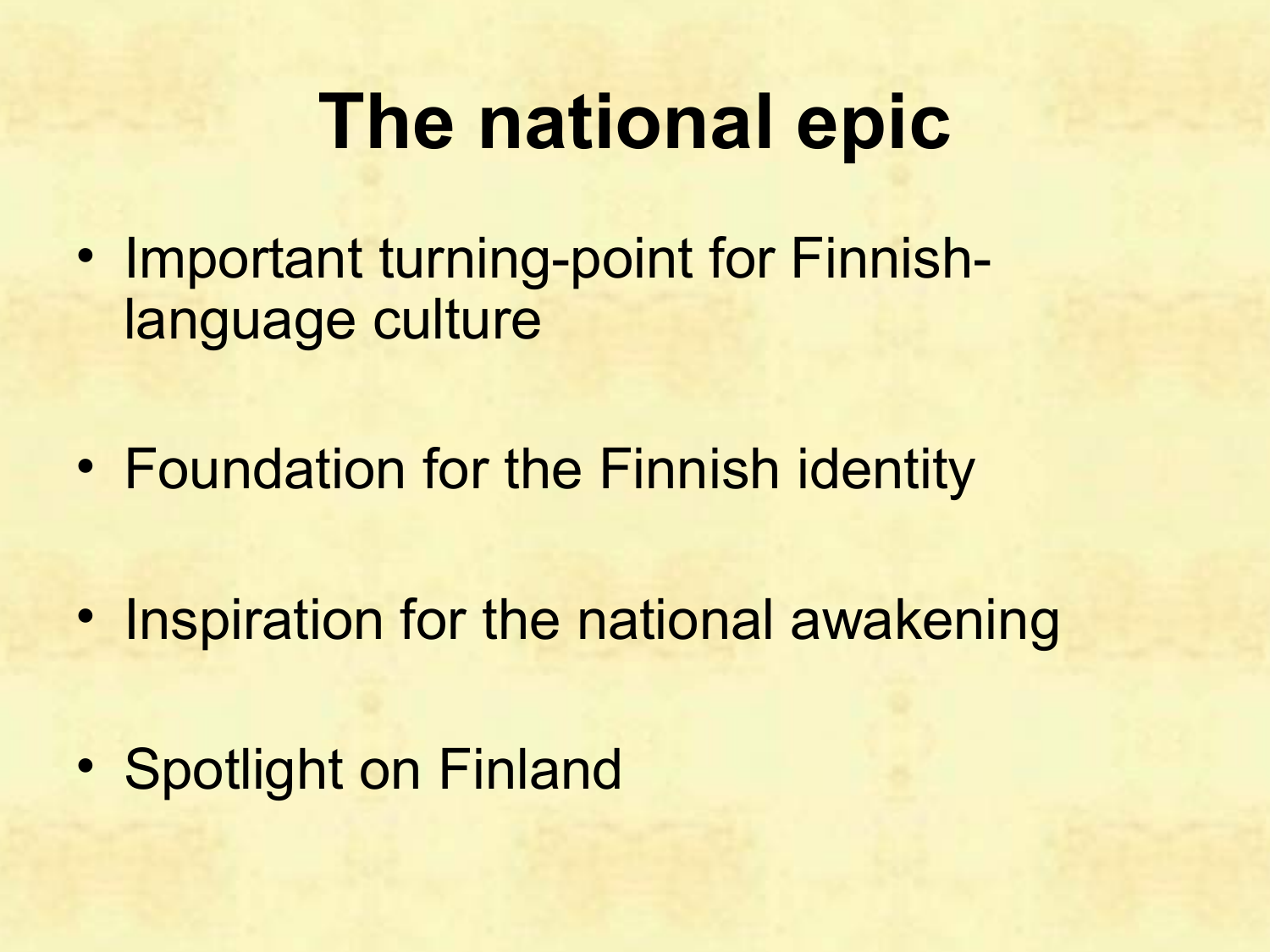# The national epic

- Important turning-point for Finnish-language culture
- Foundation for the Finnish identity
- Inspiration for the national awakening
- Spotlight on Finland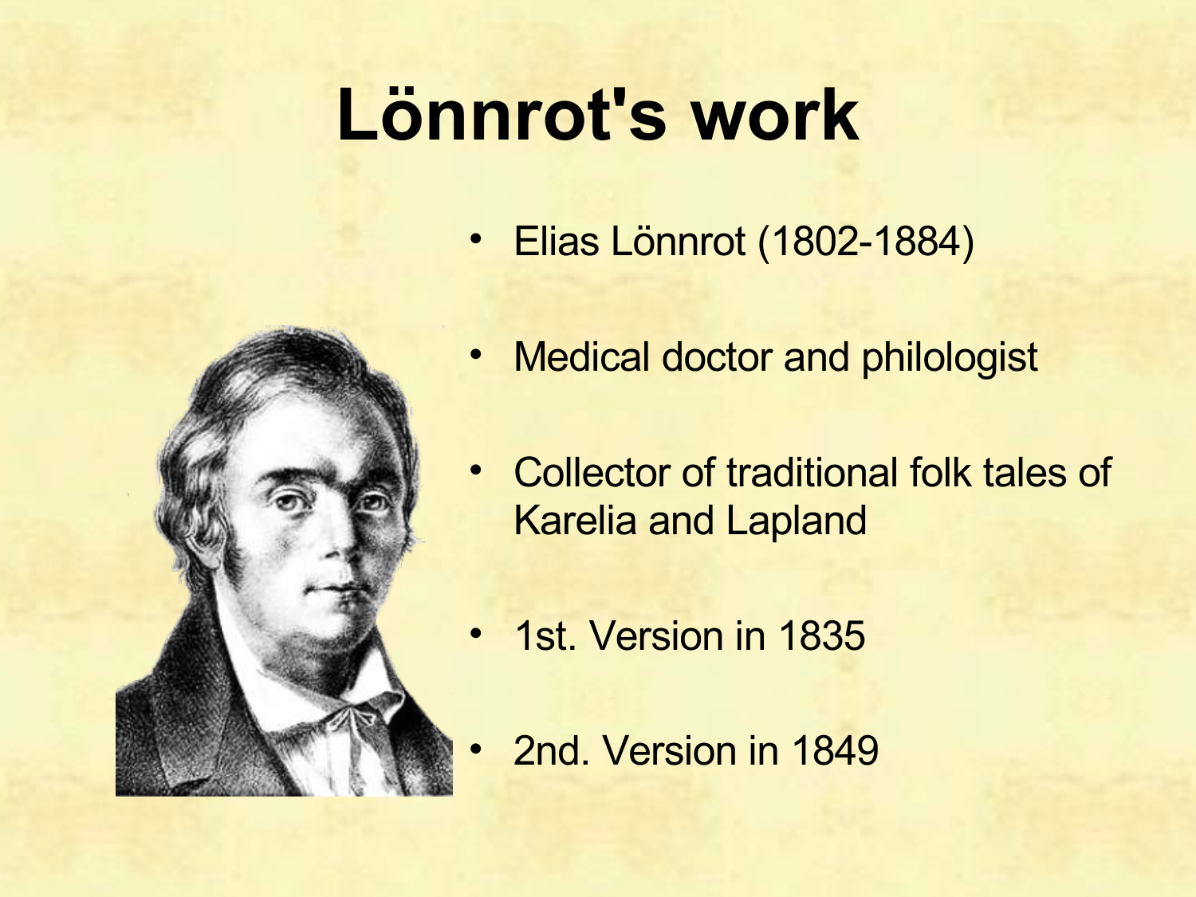# Lönnrot's work

- Elias Lönnrot (1802-1884)
- Medical doctor and philologist
- Collector of traditional folk tales of Karelia and Lapland
- 1st. Version in 1835
- 2nd. Version in 1849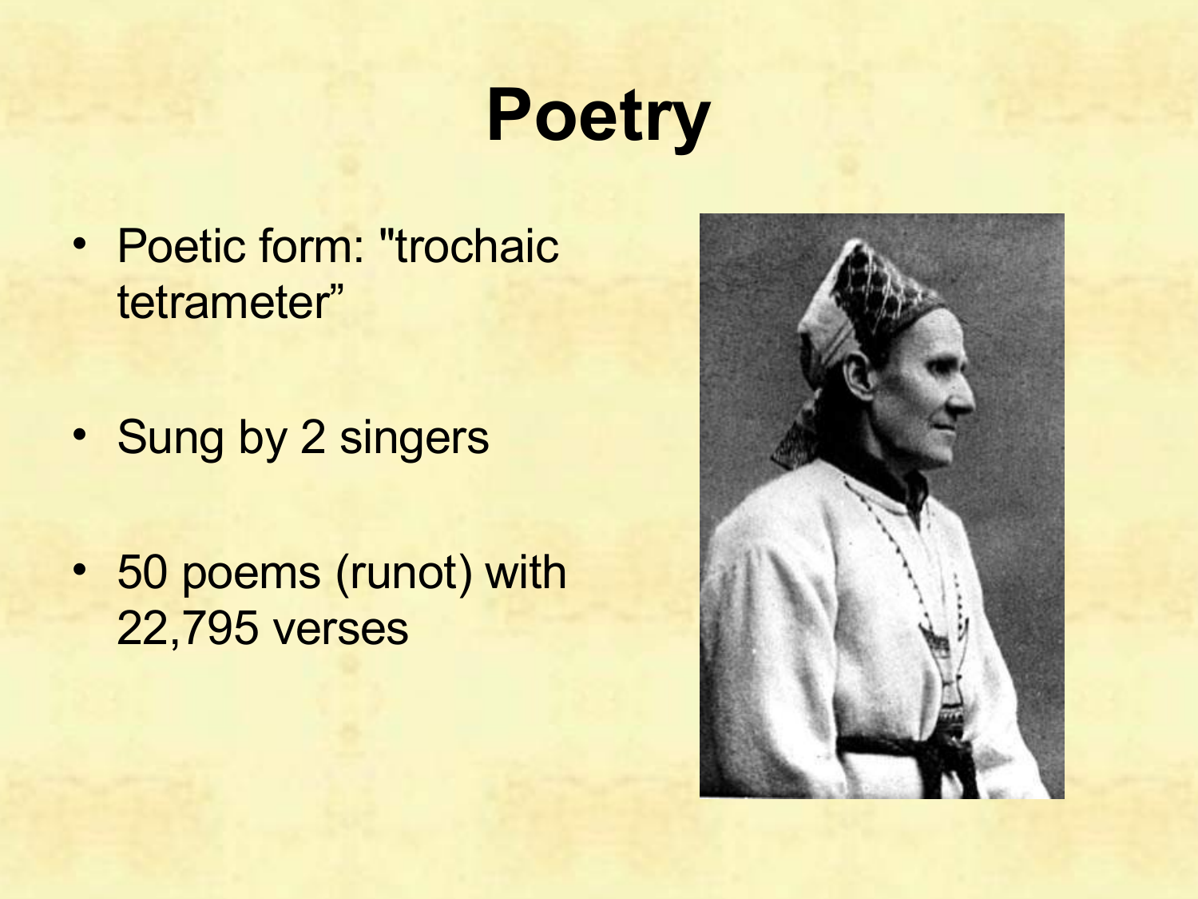# Poetry

- Poetic form: "trochaic tetrameter"
- Sung by 2 singers
- 50 poems (runot) with 22,795 verses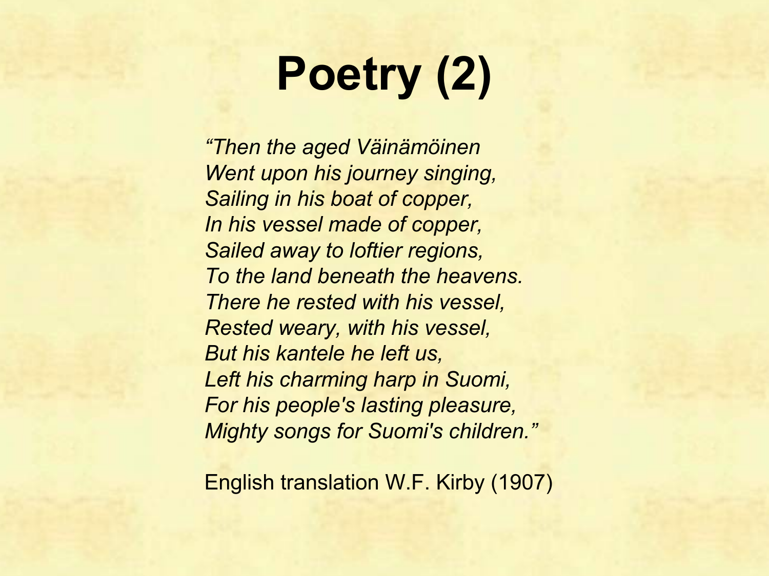# Poetry (2)

*“Then the aged Väinämöinen*
*Went upon his journey singing,*
*Sailing in his boat of copper,*
*In his vessel made of copper,*
*Sailed away to loftier regions,*
*To the land beneath the heavens.*
*There he rested with his vessel,*
*Rested weary, with his vessel,*
*But his kantele he left us,*
*Left his charming harp in Suomi,*
*For his people's lasting pleasure,*
*Mighty songs for Suomi's children.”*

English translation W.F. Kirby (1907)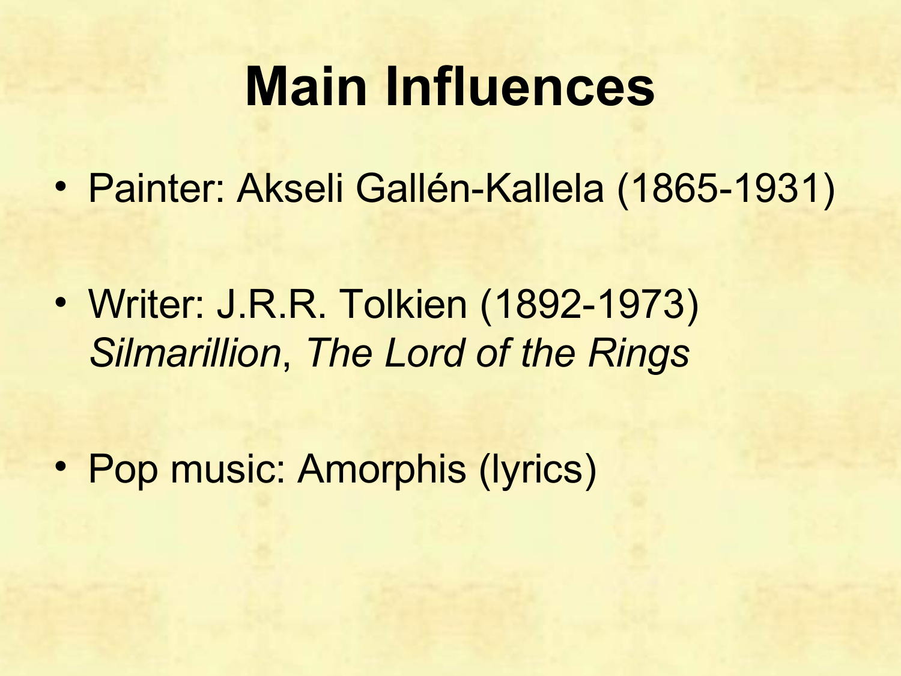# Main Influences

- Painter: Akseli Gallén-Kallela (1865-1931)
- Writer: J.R.R. Tolkien (1892-1973)
  *Silmarillion*, *The Lord of the Rings*
- Pop music: Amorphis (lyrics)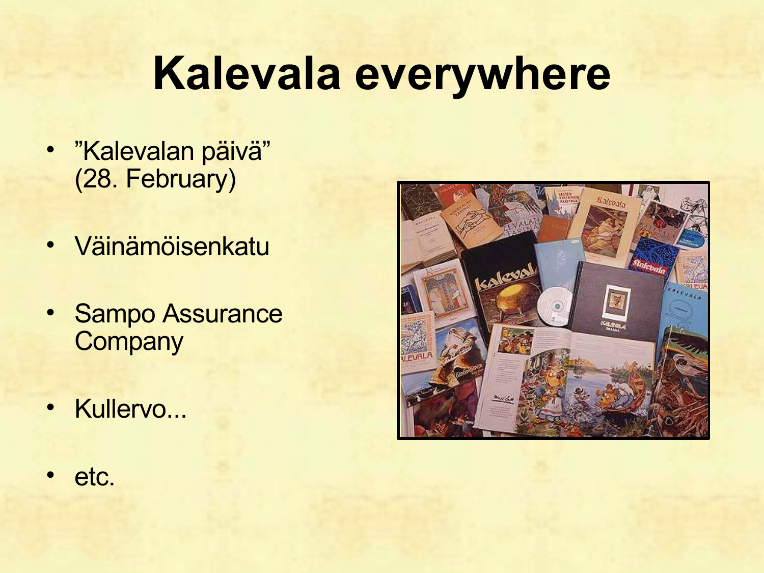# Kalevala everywhere

- ”Kalevalan päivä” (28. February)
- Väinämöisenkatu
- Sampo Assurance Company
- Kullervo...
- etc.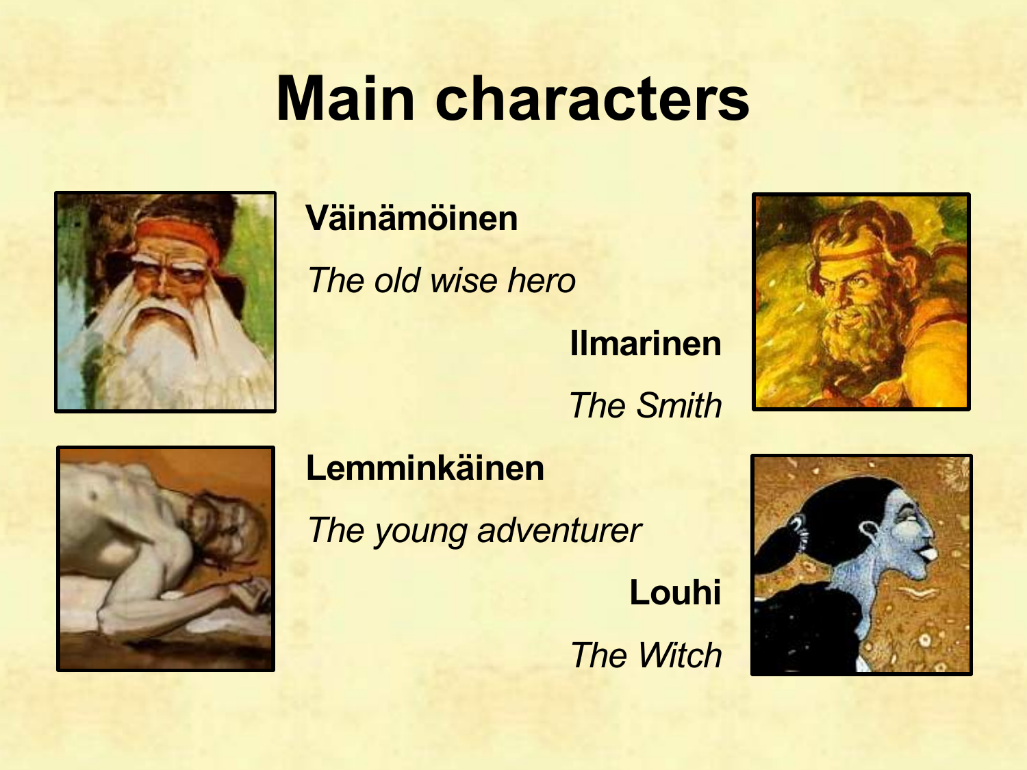# Main characters

**Väinämöinen**

*The old wise hero*

**Ilmarinen**

*The Smith*

**Lemminkäinen**

*The young adventurer*

**Louhi**

*The Witch*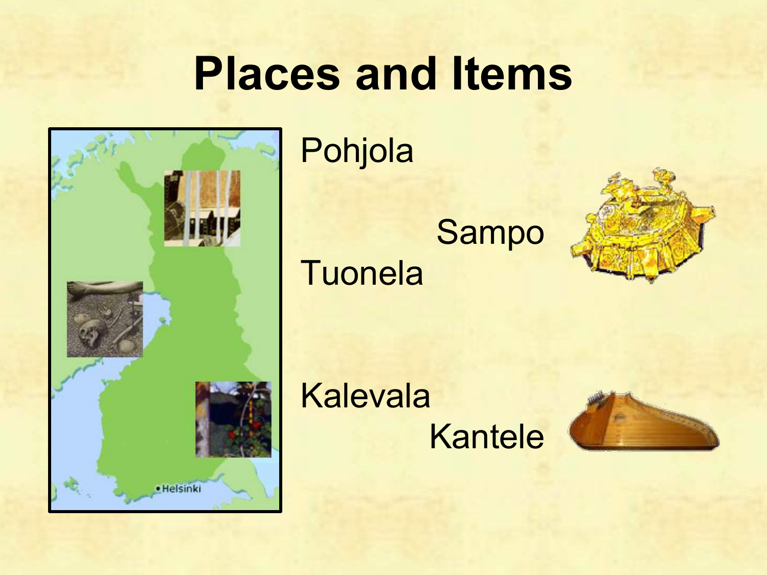# Places and Items

Pohjola

Sampo

Tuonela

Kalevala

Kantele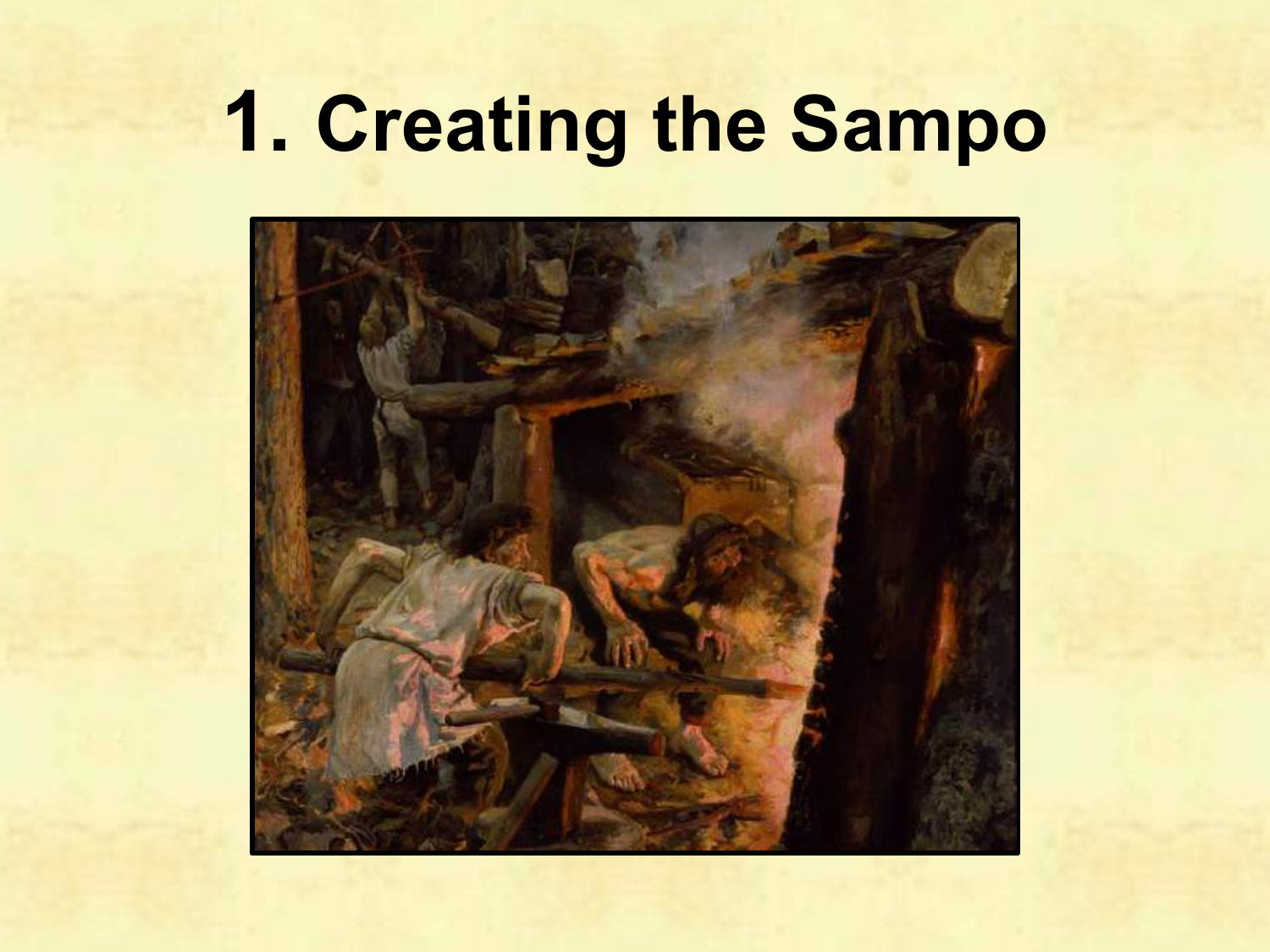# 1. Creating the Sampo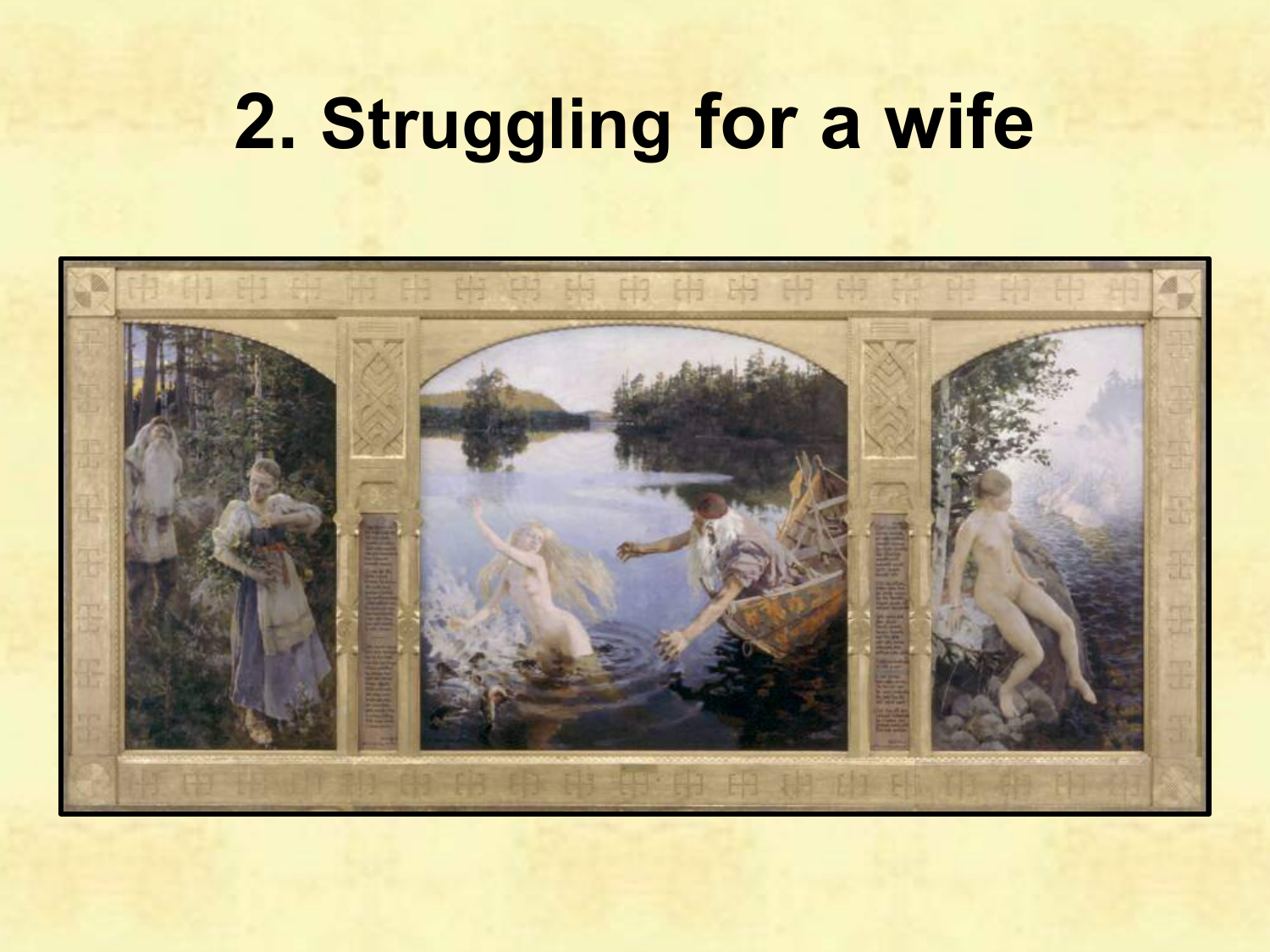# 2. Struggling for a wife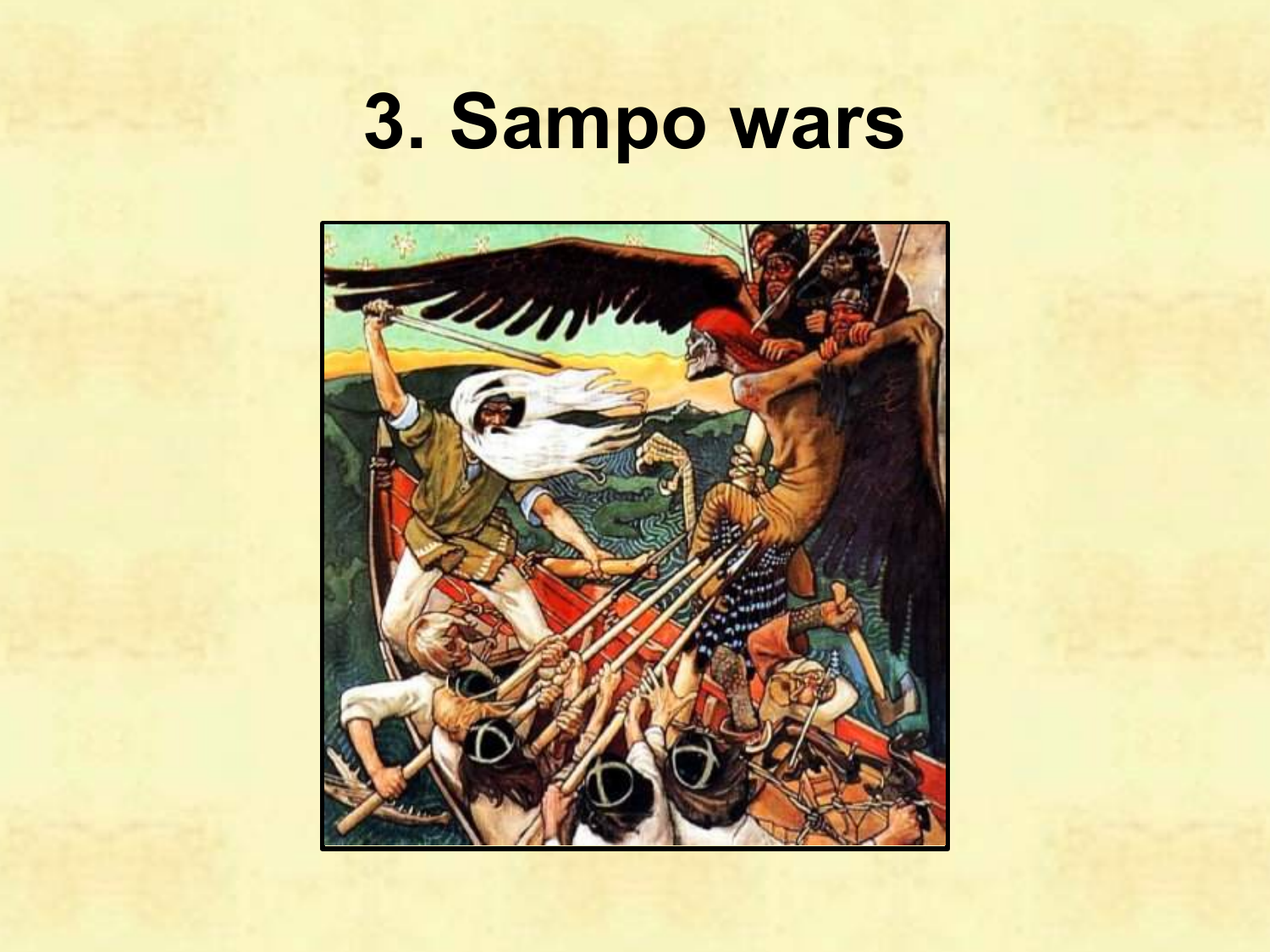# 3. Sampo wars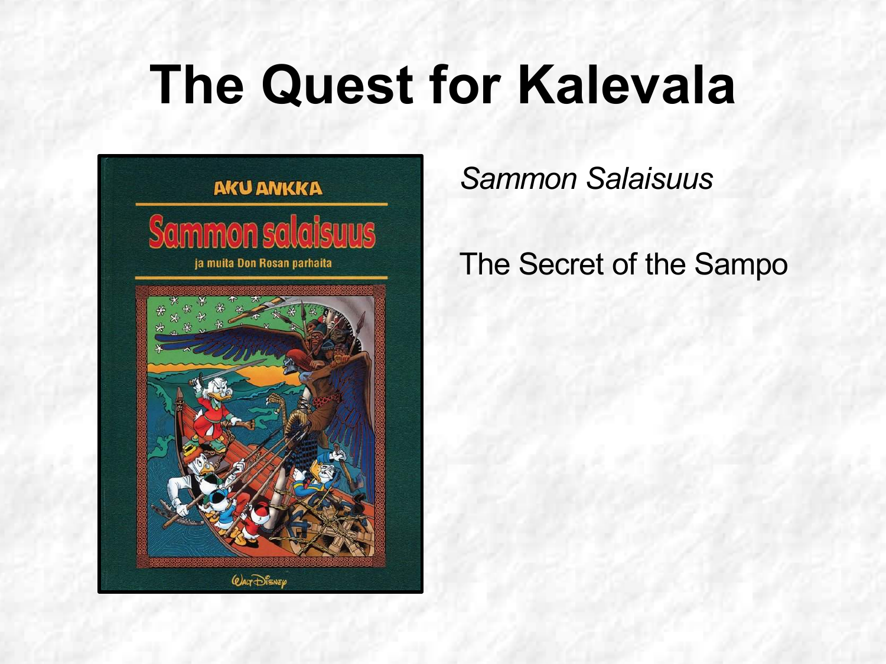# The Quest for Kalevala

*Sammon Salaisuus*

The Secret of the Sampo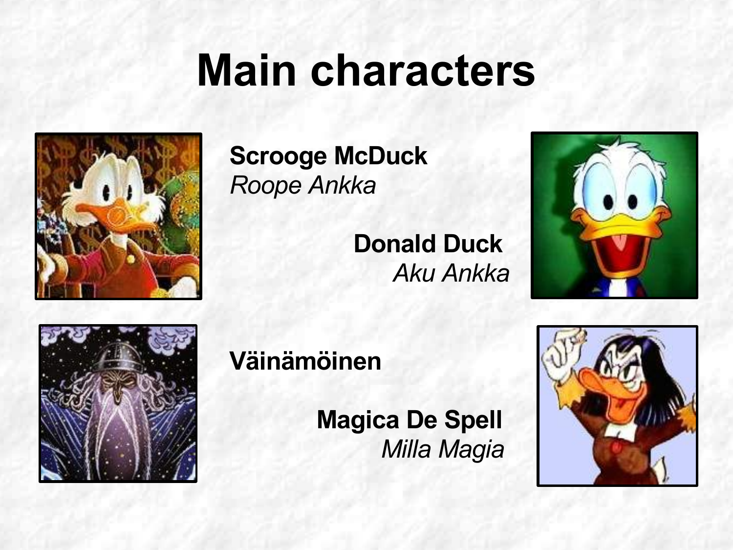# Main characters

**Scrooge McDuck**
*Roope Ankka*

**Donald Duck**
*Aku Ankka*

**Väinämöinen**

**Magica De Spell**
*Milla Magia*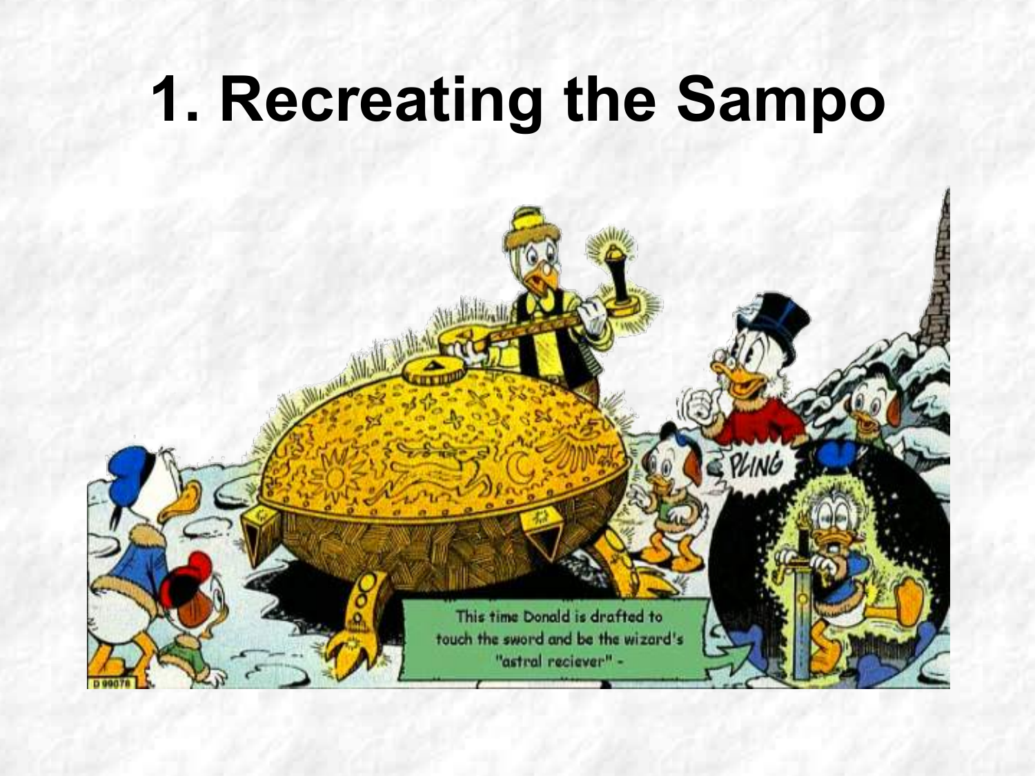# 1. Recreating the Sampo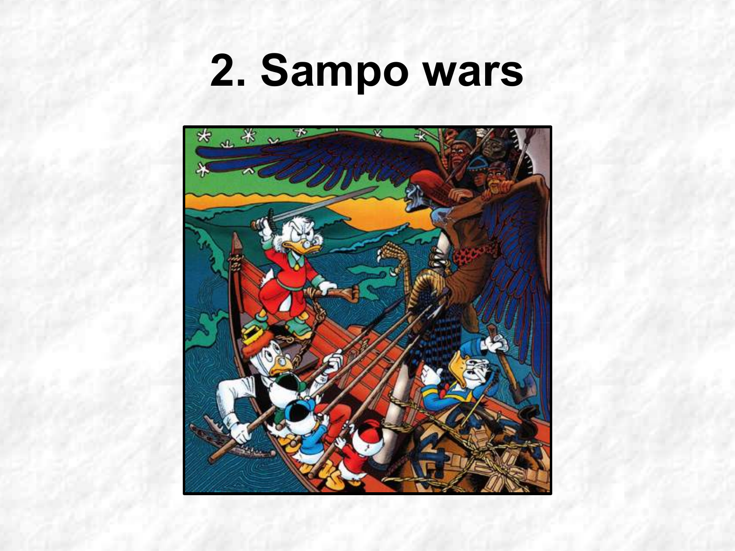# 2. Sampo wars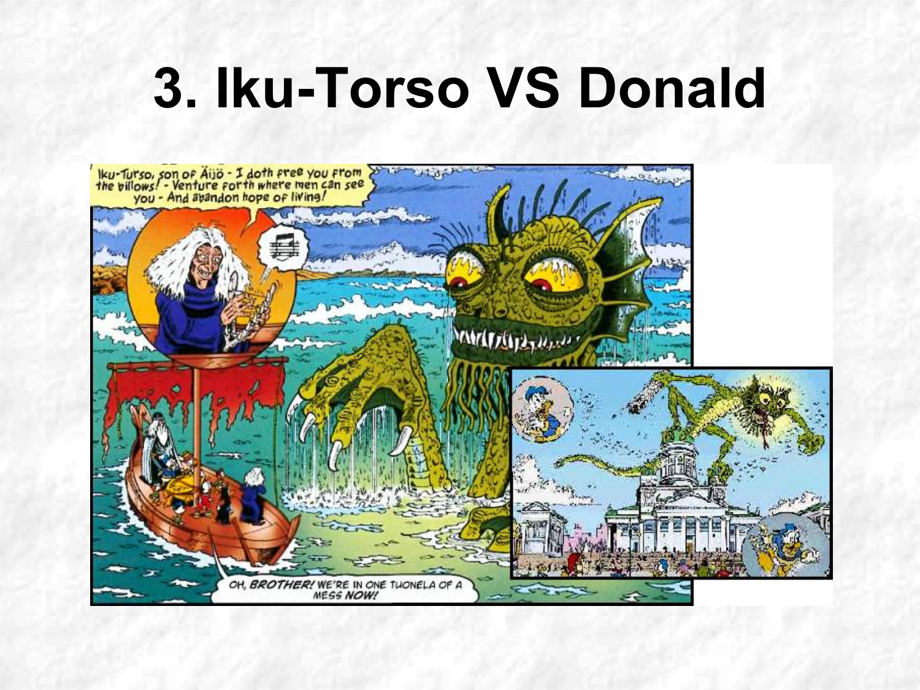# 3. Iku-Torso VS Donald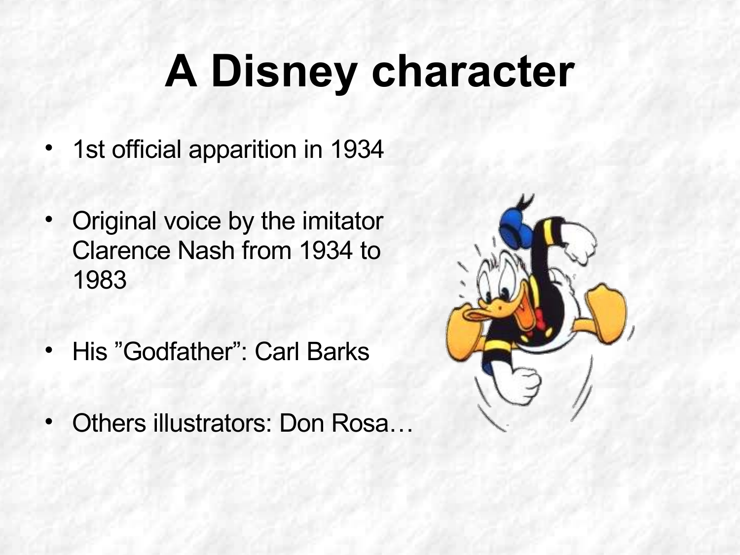# A Disney character

- 1st official apparition in 1934
- Original voice by the imitator Clarence Nash from 1934 to 1983
- His ”Godfather”: Carl Barks
- Others illustrators: Don Rosa…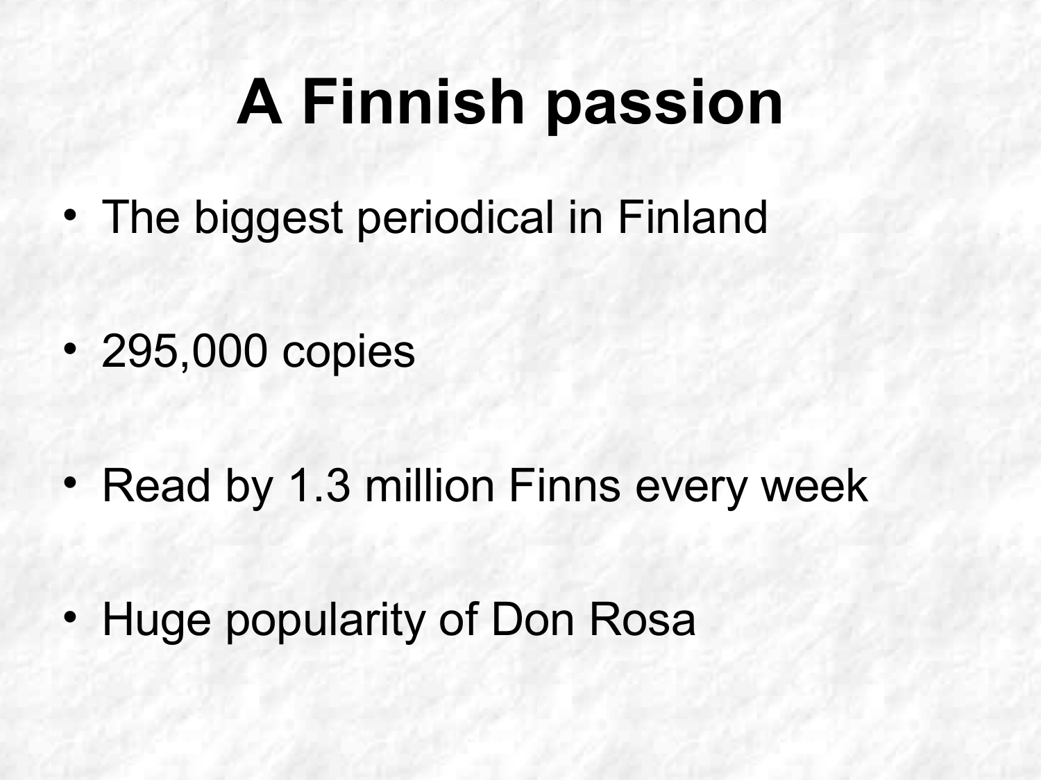# A Finnish passion

- The biggest periodical in Finland
- 295,000 copies
- Read by 1.3 million Finns every week
- Huge popularity of Don Rosa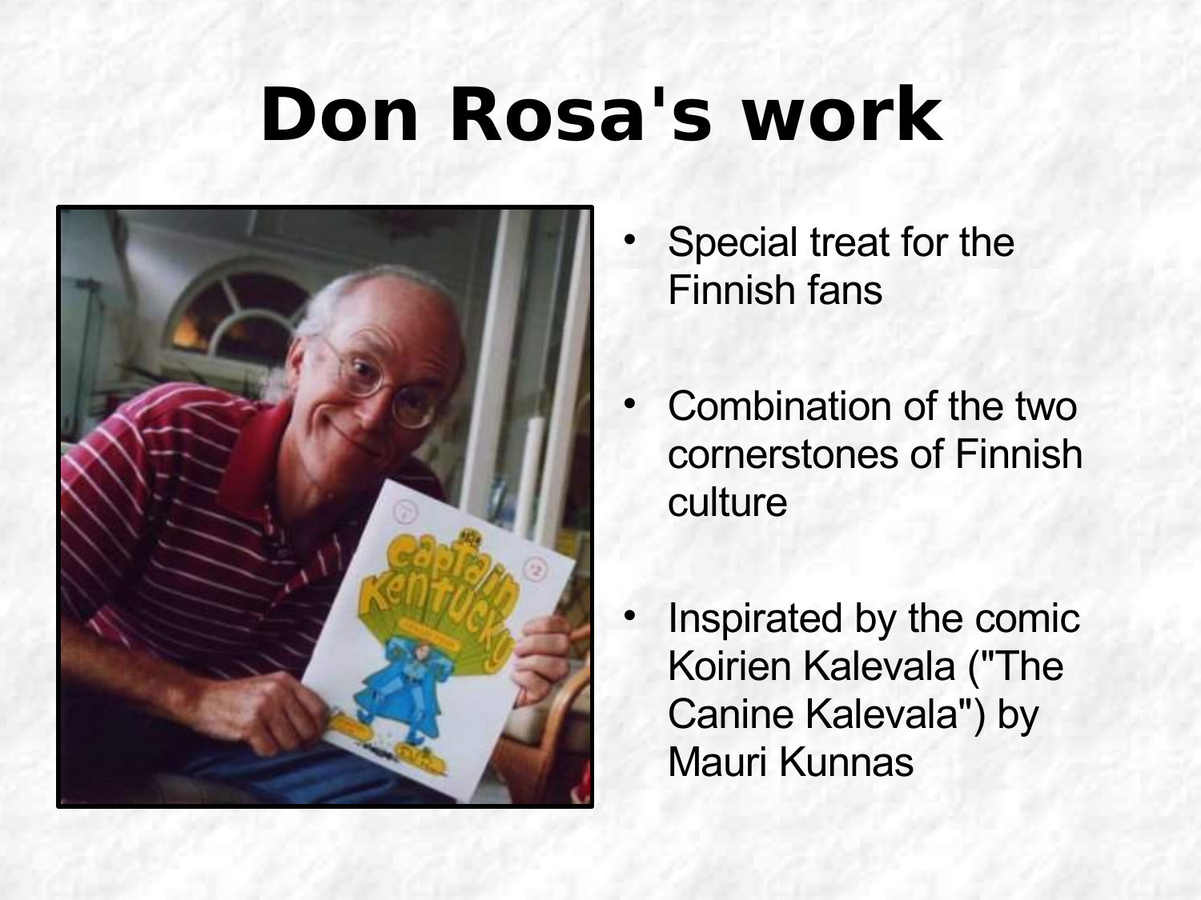# Don Rosa's work

- Special treat for the Finnish fans
- Combination of the two cornerstones of Finnish culture
- Inspirated by the comic Koirien Kalevala ("The Canine Kalevala") by Mauri Kunnas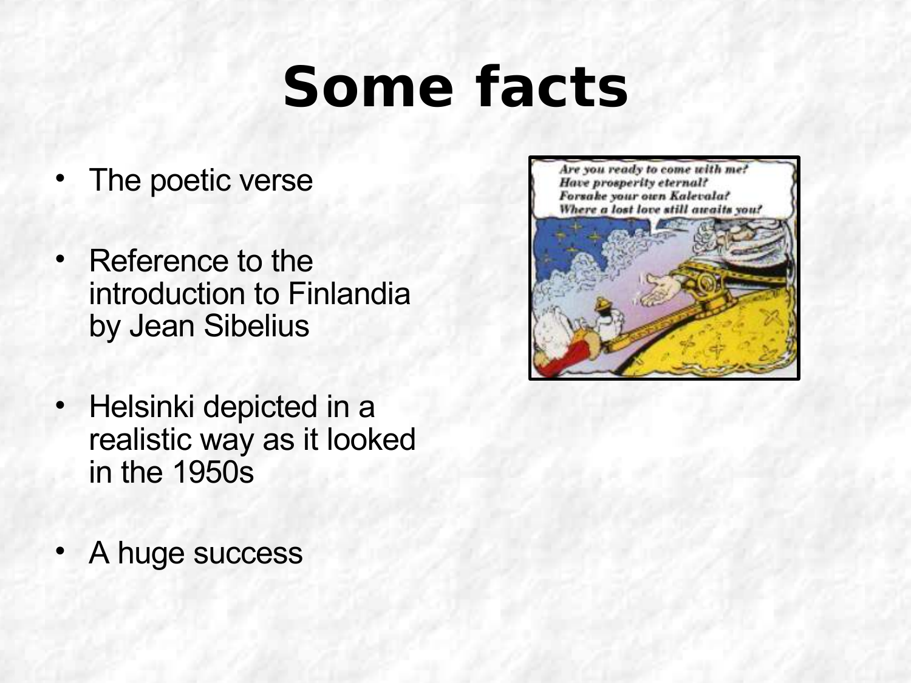# Some facts

- The poetic verse
- Reference to the introduction to Finlandia by Jean Sibelius
- Helsinki depicted in a realistic way as it looked in the 1950s
- A huge success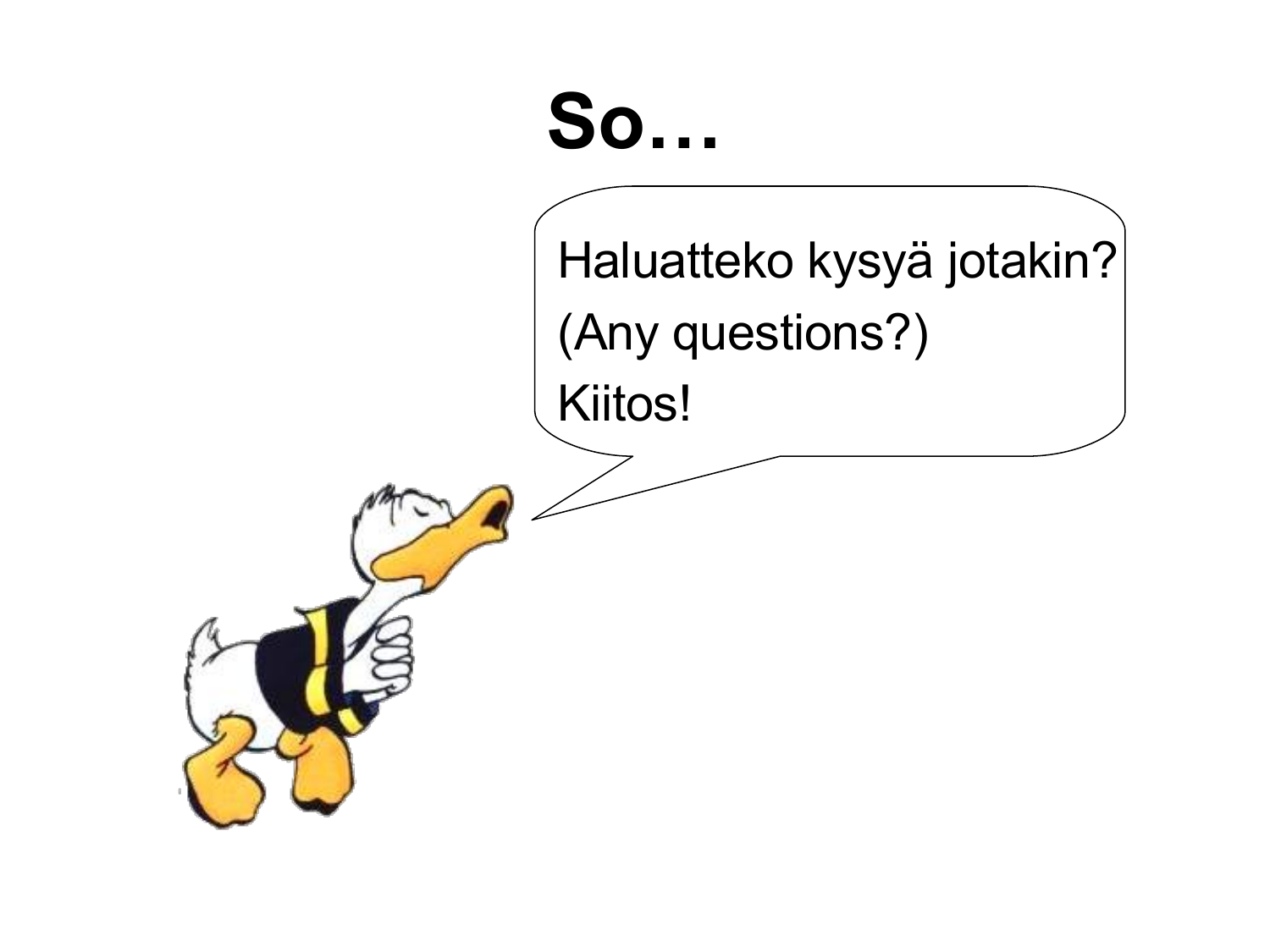# So…

Haluatteko kysyä jotakin?

(Any questions?)

Kiitos!